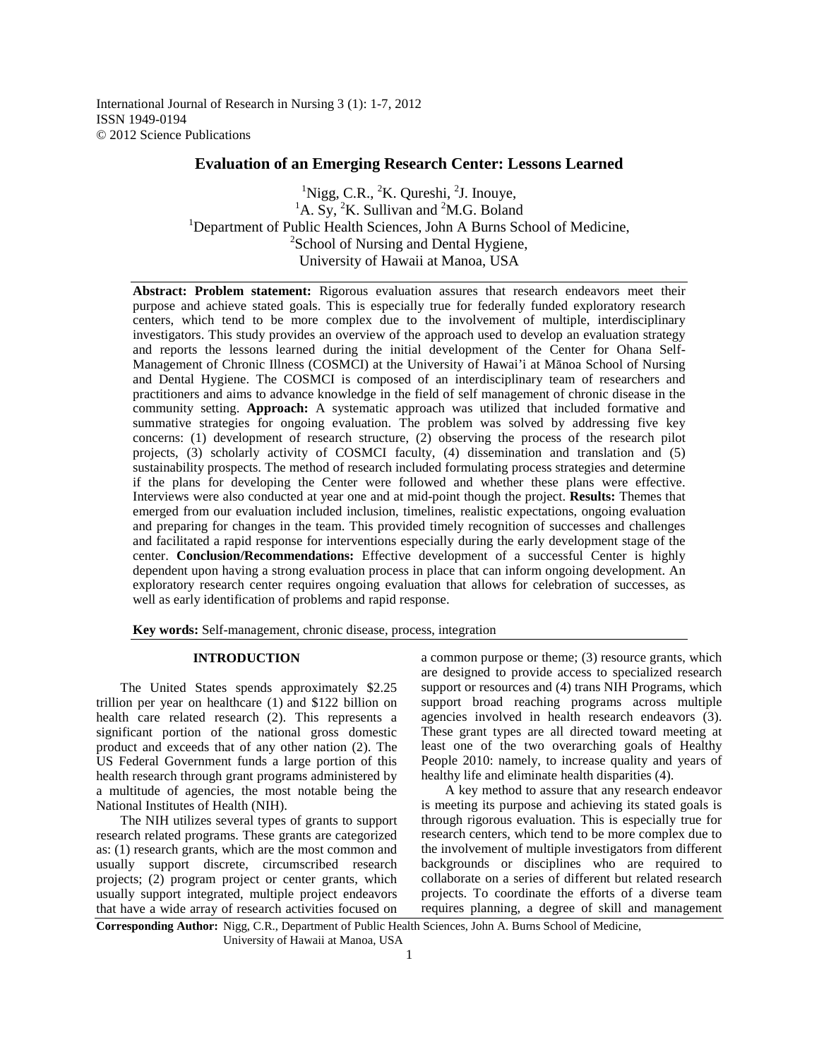International Journal of Research in Nursing 3 (1): 1-7, 2012
ISSN 1949-0194
© 2012 Science Publications

# Evaluation of an Emerging Research Center: Lessons Learned

[1]Nigg, C.R., [2]K. Qureshi, [2]J. Inouye,
[1]A. Sy, [2]K. Sullivan and [2]M.G. Boland

[1]Department of Public Health Sciences, John A Burns School of Medicine,
[2]School of Nursing and Dental Hygiene,
University of Hawaii at Manoa, USA

**Abstract: Problem statement:** Rigorous evaluation assures that research endeavors meet their purpose and achieve stated goals. This is especially true for federally funded exploratory research centers, which tend to be more complex due to the involvement of multiple, interdisciplinary investigators. This study provides an overview of the approach used to develop an evaluation strategy and reports the lessons learned during the initial development of the Center for Ohana Self-Management of Chronic Illness (COSMCI) at the University of Hawai'i at Mānoa School of Nursing and Dental Hygiene. The COSMCI is composed of an interdisciplinary team of researchers and practitioners and aims to advance knowledge in the field of self management of chronic disease in the community setting. **Approach:** A systematic approach was utilized that included formative and summative strategies for ongoing evaluation. The problem was solved by addressing five key concerns: (1) development of research structure, (2) observing the process of the research pilot projects, (3) scholarly activity of COSMCI faculty, (4) dissemination and translation and (5) sustainability prospects. The method of research included formulating process strategies and determine if the plans for developing the Center were followed and whether these plans were effective. Interviews were also conducted at year one and at mid-point though the project. **Results:** Themes that emerged from our evaluation included inclusion, timelines, realistic expectations, ongoing evaluation and preparing for changes in the team. This provided timely recognition of successes and challenges and facilitated a rapid response for interventions especially during the early development stage of the center. **Conclusion/Recommendations:** Effective development of a successful Center is highly dependent upon having a strong evaluation process in place that can inform ongoing development. An exploratory research center requires ongoing evaluation that allows for celebration of successes, as well as early identification of problems and rapid response.

**Key words:** Self-management, chronic disease, process, integration

## INTRODUCTION

The United States spends approximately $2.25 trillion per year on healthcare (1) and $122 billion on health care related research (2). This represents a significant portion of the national gross domestic product and exceeds that of any other nation (2). The US Federal Government funds a large portion of this health research through grant programs administered by a multitude of agencies, the most notable being the National Institutes of Health (NIH).

The NIH utilizes several types of grants to support research related programs. These grants are categorized as: (1) research grants, which are the most common and usually support discrete, circumscribed research projects; (2) program project or center grants, which usually support integrated, multiple project endeavors that have a wide array of research activities focused on a common purpose or theme; (3) resource grants, which are designed to provide access to specialized research support or resources and (4) trans NIH Programs, which support broad reaching programs across multiple agencies involved in health research endeavors (3). These grant types are all directed toward meeting at least one of the two overarching goals of Healthy People 2010: namely, to increase quality and years of healthy life and eliminate health disparities (4).

A key method to assure that any research endeavor is meeting its purpose and achieving its stated goals is through rigorous evaluation. This is especially true for research centers, which tend to be more complex due to the involvement of multiple investigators from different backgrounds or disciplines who are required to collaborate on a series of different but related research projects. To coordinate the efforts of a diverse team requires planning, a degree of skill and management

**Corresponding Author:** Nigg, C.R., Department of Public Health Sciences, John A. Burns School of Medicine, University of Hawaii at Manoa, USA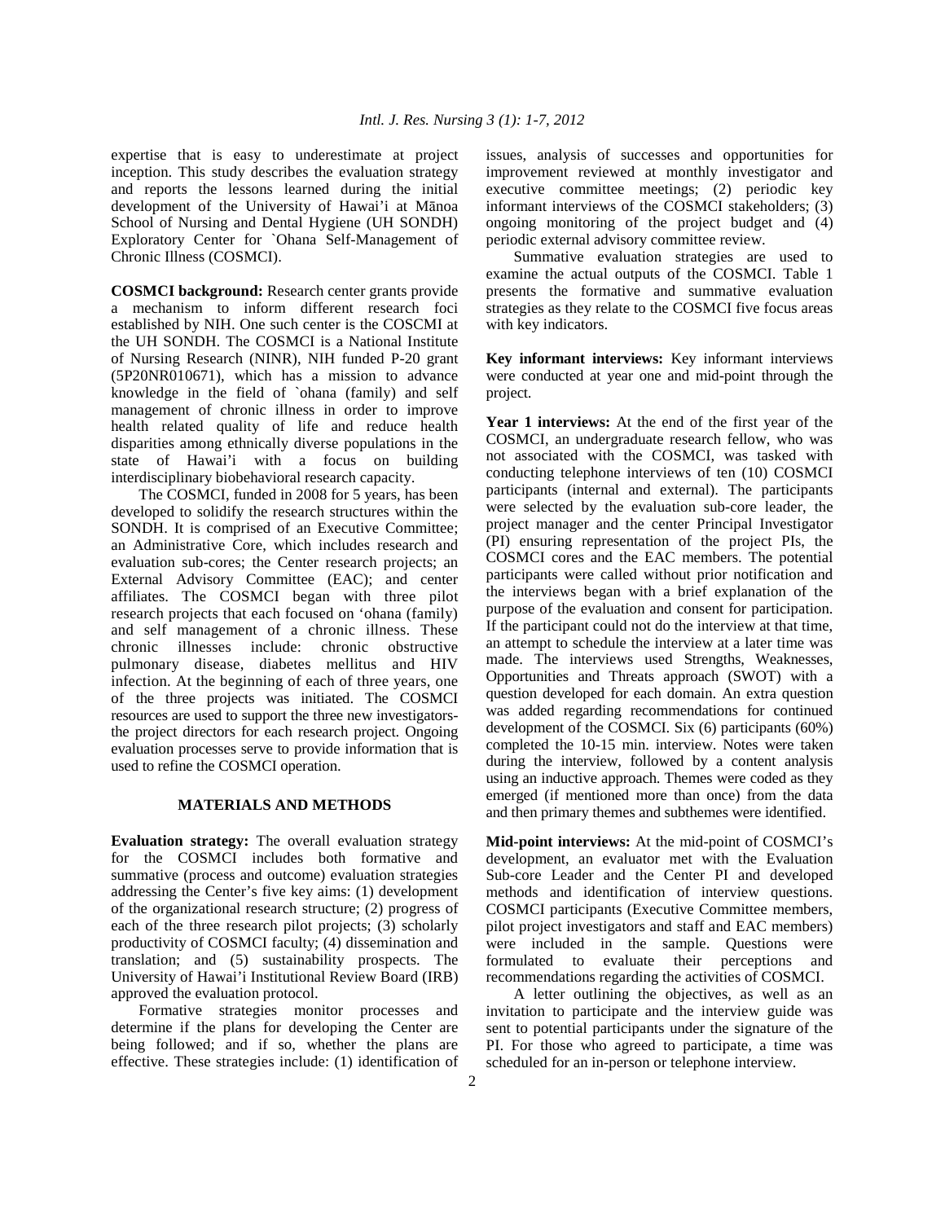expertise that is easy to underestimate at project inception. This study describes the evaluation strategy and reports the lessons learned during the initial development of the University of Hawai'i at Mānoa School of Nursing and Dental Hygiene (UH SONDH) Exploratory Center for `Ohana Self-Management of Chronic Illness (COSMCI).

**COSMCI background:** Research center grants provide a mechanism to inform different research foci established by NIH. One such center is the COSCMI at the UH SONDH. The COSMCI is a National Institute of Nursing Research (NINR), NIH funded P-20 grant (5P20NR010671), which has a mission to advance knowledge in the field of `ohana (family) and self management of chronic illness in order to improve health related quality of life and reduce health disparities among ethnically diverse populations in the state of Hawai'i with a focus on building interdisciplinary biobehavioral research capacity.

The COSMCI, funded in 2008 for 5 years, has been developed to solidify the research structures within the SONDH. It is comprised of an Executive Committee; an Administrative Core, which includes research and evaluation sub-cores; the Center research projects; an External Advisory Committee (EAC); and center affiliates. The COSMCI began with three pilot research projects that each focused on 'ohana (family) and self management of a chronic illness. These chronic illnesses include: chronic obstructive pulmonary disease, diabetes mellitus and HIV infection. At the beginning of each of three years, one of the three projects was initiated. The COSMCI resources are used to support the three new investigators-the project directors for each research project. Ongoing evaluation processes serve to provide information that is used to refine the COSMCI operation.

## MATERIALS AND METHODS

**Evaluation strategy:** The overall evaluation strategy for the COSMCI includes both formative and summative (process and outcome) evaluation strategies addressing the Center's five key aims: (1) development of the organizational research structure; (2) progress of each of the three research pilot projects; (3) scholarly productivity of COSMCI faculty; (4) dissemination and translation; and (5) sustainability prospects. The University of Hawai'i Institutional Review Board (IRB) approved the evaluation protocol.

Formative strategies monitor processes and determine if the plans for developing the Center are being followed; and if so, whether the plans are effective. These strategies include: (1) identification of issues, analysis of successes and opportunities for improvement reviewed at monthly investigator and executive committee meetings; (2) periodic key informant interviews of the COSMCI stakeholders; (3) ongoing monitoring of the project budget and (4) periodic external advisory committee review.

Summative evaluation strategies are used to examine the actual outputs of the COSMCI. Table 1 presents the formative and summative evaluation strategies as they relate to the COSMCI five focus areas with key indicators.

**Key informant interviews:** Key informant interviews were conducted at year one and mid-point through the project.

**Year 1 interviews:** At the end of the first year of the COSMCI, an undergraduate research fellow, who was not associated with the COSMCI, was tasked with conducting telephone interviews of ten (10) COSMCI participants (internal and external). The participants were selected by the evaluation sub-core leader, the project manager and the center Principal Investigator (PI) ensuring representation of the project PIs, the COSMCI cores and the EAC members. The potential participants were called without prior notification and the interviews began with a brief explanation of the purpose of the evaluation and consent for participation. If the participant could not do the interview at that time, an attempt to schedule the interview at a later time was made. The interviews used Strengths, Weaknesses, Opportunities and Threats approach (SWOT) with a question developed for each domain. An extra question was added regarding recommendations for continued development of the COSMCI. Six (6) participants (60%) completed the 10-15 min. interview. Notes were taken during the interview, followed by a content analysis using an inductive approach. Themes were coded as they emerged (if mentioned more than once) from the data and then primary themes and subthemes were identified.

**Mid-point interviews:** At the mid-point of COSMCI's development, an evaluator met with the Evaluation Sub-core Leader and the Center PI and developed methods and identification of interview questions. COSMCI participants (Executive Committee members, pilot project investigators and staff and EAC members) were included in the sample. Questions were formulated to evaluate their perceptions and recommendations regarding the activities of COSMCI.

A letter outlining the objectives, as well as an invitation to participate and the interview guide was sent to potential participants under the signature of the PI. For those who agreed to participate, a time was scheduled for an in-person or telephone interview.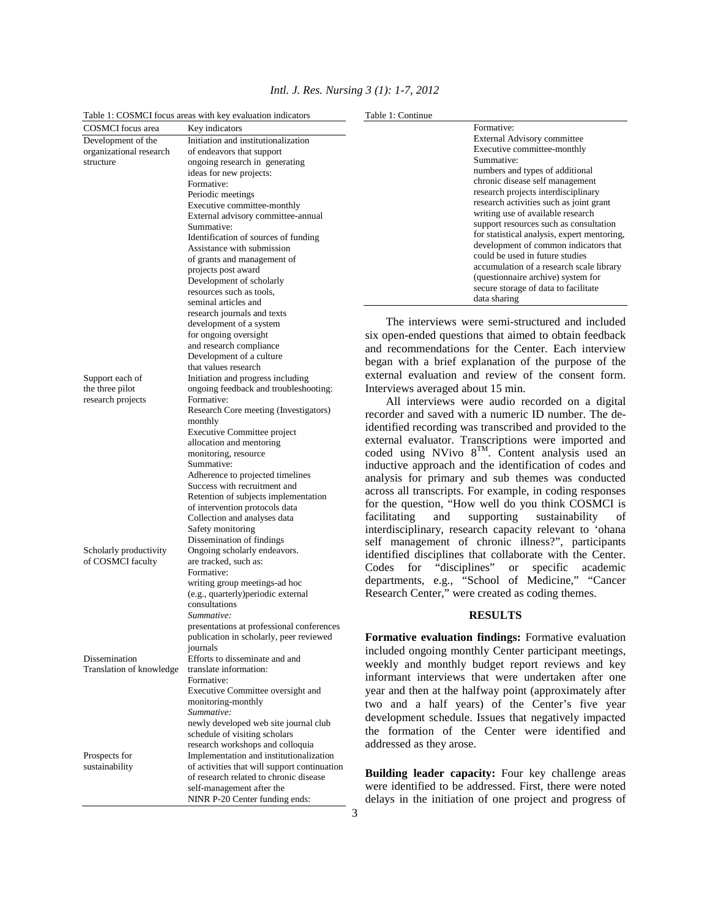Table 1: COSMCI focus areas with key evaluation indicators

| COSMCI focus area | Key indicators |
|---|---|
| Development of the organizational research structure | Initiation and institutionalization of endeavors that support ongoing research in generating ideas for new projects: Formative: Periodic meetings Executive committee-monthly External advisory committee-annual Summative: Identification of sources of funding Assistance with submission of grants and management of projects post award Development of scholarly resources such as tools, seminal articles and research journals and texts development of a system for ongoing oversight and research compliance Development of a culture that values research |
| Support each of the three pilot research projects | Initiation and progress including ongoing feedback and troubleshooting: Formative: Research Core meeting (Investigators) monthly Executive Committee project allocation and mentoring monitoring, resource Summative: Adherence to projected timelines Success with recruitment and Retention of subjects implementation of intervention protocols data Collection and analyses data Safety monitoring Dissemination of findings |
| Scholarly productivity of COSMCI faculty | Ongoing scholarly endeavors. are tracked, such as: Formative: writing group meetings-ad hoc (e.g., quarterly)periodic external consultations *Summative:* presentations at professional conferences publication in scholarly, peer reviewed journals |
| Dissemination Translation of knowledge | Efforts to disseminate and and translate information: Formative: Executive Committee oversight and monitoring-monthly *Summative:* newly developed web site journal club schedule of visiting scholars research workshops and colloquia |
| Prospects for sustainability | Implementation and institutionalization of activities that will support continuation of research related to chronic disease self-management after the NINR P-20 Center funding ends: Formative: External Advisory committee Executive committee-monthly Summative: numbers and types of additional chronic disease self management research projects interdisciplinary research activities such as joint grant writing use of available research support resources such as consultation for statistical analysis, expert mentoring, development of common indicators that could be used in future studies accumulation of a research scale library (questionnaire archive) system for secure storage of data to facilitate data sharing |

The interviews were semi-structured and included six open-ended questions that aimed to obtain feedback and recommendations for the Center. Each interview began with a brief explanation of the purpose of the external evaluation and review of the consent form. Interviews averaged about 15 min.

All interviews were audio recorded on a digital recorder and saved with a numeric ID number. The de-identified recording was transcribed and provided to the external evaluator. Transcriptions were imported and coded using NVivo 8™. Content analysis used an inductive approach and the identification of codes and analysis for primary and sub themes was conducted across all transcripts. For example, in coding responses for the question, "How well do you think COSMCI is facilitating and supporting sustainability of interdisciplinary, research capacity relevant to 'ohana self management of chronic illness?", participants identified disciplines that collaborate with the Center. Codes for "disciplines" or specific academic departments, e.g., "School of Medicine," "Cancer Research Center," were created as coding themes.

## RESULTS

**Formative evaluation findings:** Formative evaluation included ongoing monthly Center participant meetings, weekly and monthly budget report reviews and key informant interviews that were undertaken after one year and then at the halfway point (approximately after two and a half years) of the Center's five year development schedule. Issues that negatively impacted the formation of the Center were identified and addressed as they arose.

**Building leader capacity:** Four key challenge areas were identified to be addressed. First, there were noted delays in the initiation of one project and progress of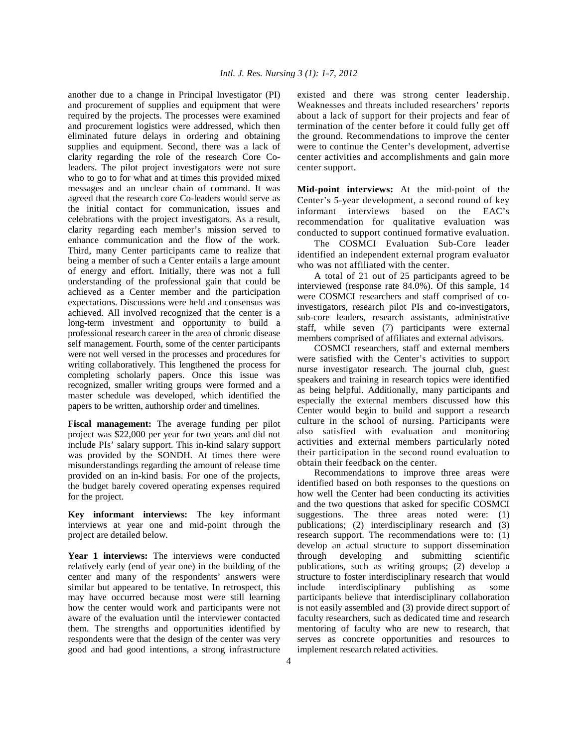another due to a change in Principal Investigator (PI) and procurement of supplies and equipment that were required by the projects. The processes were examined and procurement logistics were addressed, which then eliminated future delays in ordering and obtaining supplies and equipment. Second, there was a lack of clarity regarding the role of the research Core Co-leaders. The pilot project investigators were not sure who to go to for what and at times this provided mixed messages and an unclear chain of command. It was agreed that the research core Co-leaders would serve as the initial contact for communication, issues and celebrations with the project investigators. As a result, clarity regarding each member's mission served to enhance communication and the flow of the work. Third, many Center participants came to realize that being a member of such a Center entails a large amount of energy and effort. Initially, there was not a full understanding of the professional gain that could be achieved as a Center member and the participation expectations. Discussions were held and consensus was achieved. All involved recognized that the center is a long-term investment and opportunity to build a professional research career in the area of chronic disease self management. Fourth, some of the center participants were not well versed in the processes and procedures for writing collaboratively. This lengthened the process for completing scholarly papers. Once this issue was recognized, smaller writing groups were formed and a master schedule was developed, which identified the papers to be written, authorship order and timelines.

**Fiscal management:** The average funding per pilot project was $22,000 per year for two years and did not include PIs' salary support. This in-kind salary support was provided by the SONDH. At times there were misunderstandings regarding the amount of release time provided on an in-kind basis. For one of the projects, the budget barely covered operating expenses required for the project.

**Key informant interviews:** The key informant interviews at year one and mid-point through the project are detailed below.

**Year 1 interviews:** The interviews were conducted relatively early (end of year one) in the building of the center and many of the respondents' answers were similar but appeared to be tentative. In retrospect, this may have occurred because most were still learning how the center would work and participants were not aware of the evaluation until the interviewer contacted them. The strengths and opportunities identified by respondents were that the design of the center was very good and had good intentions, a strong infrastructure existed and there was strong center leadership. Weaknesses and threats included researchers' reports about a lack of support for their projects and fear of termination of the center before it could fully get off the ground. Recommendations to improve the center were to continue the Center's development, advertise center activities and accomplishments and gain more center support.

**Mid-point interviews:** At the mid-point of the Center's 5-year development, a second round of key informant interviews based on the EAC's recommendation for qualitative evaluation was conducted to support continued formative evaluation.

The COSMCI Evaluation Sub-Core leader identified an independent external program evaluator who was not affiliated with the center.

A total of 21 out of 25 participants agreed to be interviewed (response rate 84.0%). Of this sample, 14 were COSMCI researchers and staff comprised of co-investigators, research pilot PIs and co-investigators, sub-core leaders, research assistants, administrative staff, while seven (7) participants were external members comprised of affiliates and external advisors.

COSMCI researchers, staff and external members were satisfied with the Center's activities to support nurse investigator research. The journal club, guest speakers and training in research topics were identified as being helpful. Additionally, many participants and especially the external members discussed how this Center would begin to build and support a research culture in the school of nursing. Participants were also satisfied with evaluation and monitoring activities and external members particularly noted their participation in the second round evaluation to obtain their feedback on the center.

Recommendations to improve three areas were identified based on both responses to the questions on how well the Center had been conducting its activities and the two questions that asked for specific COSMCI suggestions. The three areas noted were: (1) publications; (2) interdisciplinary research and (3) research support. The recommendations were to: (1) develop an actual structure to support dissemination through developing and submitting scientific publications, such as writing groups; (2) develop a structure to foster interdisciplinary research that would include interdisciplinary publishing as some participants believe that interdisciplinary collaboration is not easily assembled and (3) provide direct support of faculty researchers, such as dedicated time and research mentoring of faculty who are new to research, that serves as concrete opportunities and resources to implement research related activities.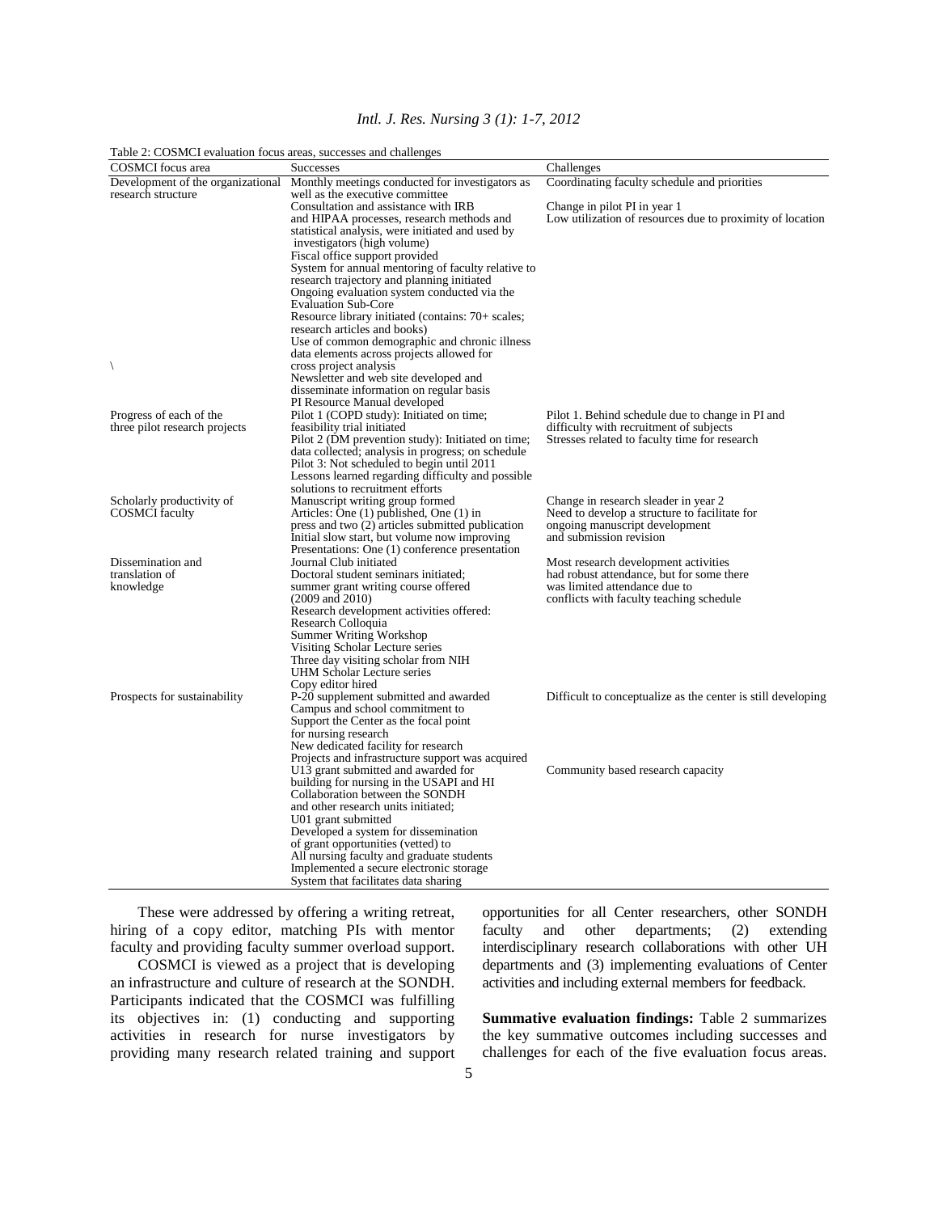Table 2: COSMCI evaluation focus areas, successes and challenges

| COSMCI focus area | Successes | Challenges |
|---|---|---|
| Development of the organizational research structure | Monthly meetings conducted for investigators as well as the executive committee | Coordinating faculty schedule and priorities |
| | Consultation and assistance with IRB and HIPAA processes, research methods and statistical analysis, were initiated and used by investigators (high volume) | Change in pilot PI in year 1<br>Low utilization of resources due to proximity of location |
| | Fiscal office support provided | |
| | System for annual mentoring of faculty relative to research trajectory and planning initiated | |
| | Ongoing evaluation system conducted via the Evaluation Sub-Core | |
| | Resource library initiated (contains: 70+ scales; research articles and books) | |
| | Use of common demographic and chronic illness data elements across projects allowed for cross project analysis | |
| \ | Newsletter and web site developed and disseminate information on regular basis | |
| | PI Resource Manual developed | |
| Progress of each of the three pilot research projects | Pilot 1 (COPD study): Initiated on time; feasibility trial initiated | Pilot 1. Behind schedule due to change in PI and difficulty with recruitment of subjects |
| | Pilot 2 (DM prevention study): Initiated on time; data collected; analysis in progress; on schedule | Stresses related to faculty time for research |
| | Pilot 3: Not scheduled to begin until 2011 | |
| | Lessons learned regarding difficulty and possible solutions to recruitment efforts | |
| Scholarly productivity of COSMCI faculty | Manuscript writing group formed | Change in research sleader in year 2 |
| | Articles: One (1) published, One (1) in press and two (2) articles submitted publication | Need to develop a structure to facilitate for ongoing manuscript development and submission revision |
| | Initial slow start, but volume now improving | |
| | Presentations: One (1) conference presentation | |
| Dissemination and translation of knowledge | Journal Club initiated | Most research development activities had robust attendance, but for some there was limited attendance due to conflicts with faculty teaching schedule |
| | Doctoral student seminars initiated; summer grant writing course offered (2009 and 2010) | |
| | Research development activities offered:<br>Research Colloquia<br>Summer Writing Workshop<br>Visiting Scholar Lecture series<br>Three day visiting scholar from NIH<br>UHM Scholar Lecture series | |
| | Copy editor hired | |
| Prospects for sustainability | P-20 supplement submitted and awarded | Difficult to conceptualize as the center is still developing |
| | Campus and school commitment to Support the Center as the focal point for nursing research | |
| | New dedicated facility for research | |
| | Projects and infrastructure support was acquired | |
| | U13 grant submitted and awarded for building for nursing in the USAPI and HI | Community based research capacity |
| | Collaboration between the SONDH and other research units initiated; | |
| | U01 grant submitted | |
| | Developed a system for dissemination of grant opportunities (vetted) to All nursing faculty and graduate students | |
| | Implemented a secure electronic storage System that facilitates data sharing | |

These were addressed by offering a writing retreat, hiring of a copy editor, matching PIs with mentor faculty and providing faculty summer overload support.

COSMCI is viewed as a project that is developing an infrastructure and culture of research at the SONDH. Participants indicated that the COSMCI was fulfilling its objectives in: (1) conducting and supporting activities in research for nurse investigators by providing many research related training and support opportunities for all Center researchers, other SONDH faculty and other departments; (2) extending interdisciplinary research collaborations with other UH departments and (3) implementing evaluations of Center activities and including external members for feedback.

**Summative evaluation findings:** Table 2 summarizes the key summative outcomes including successes and challenges for each of the five evaluation focus areas.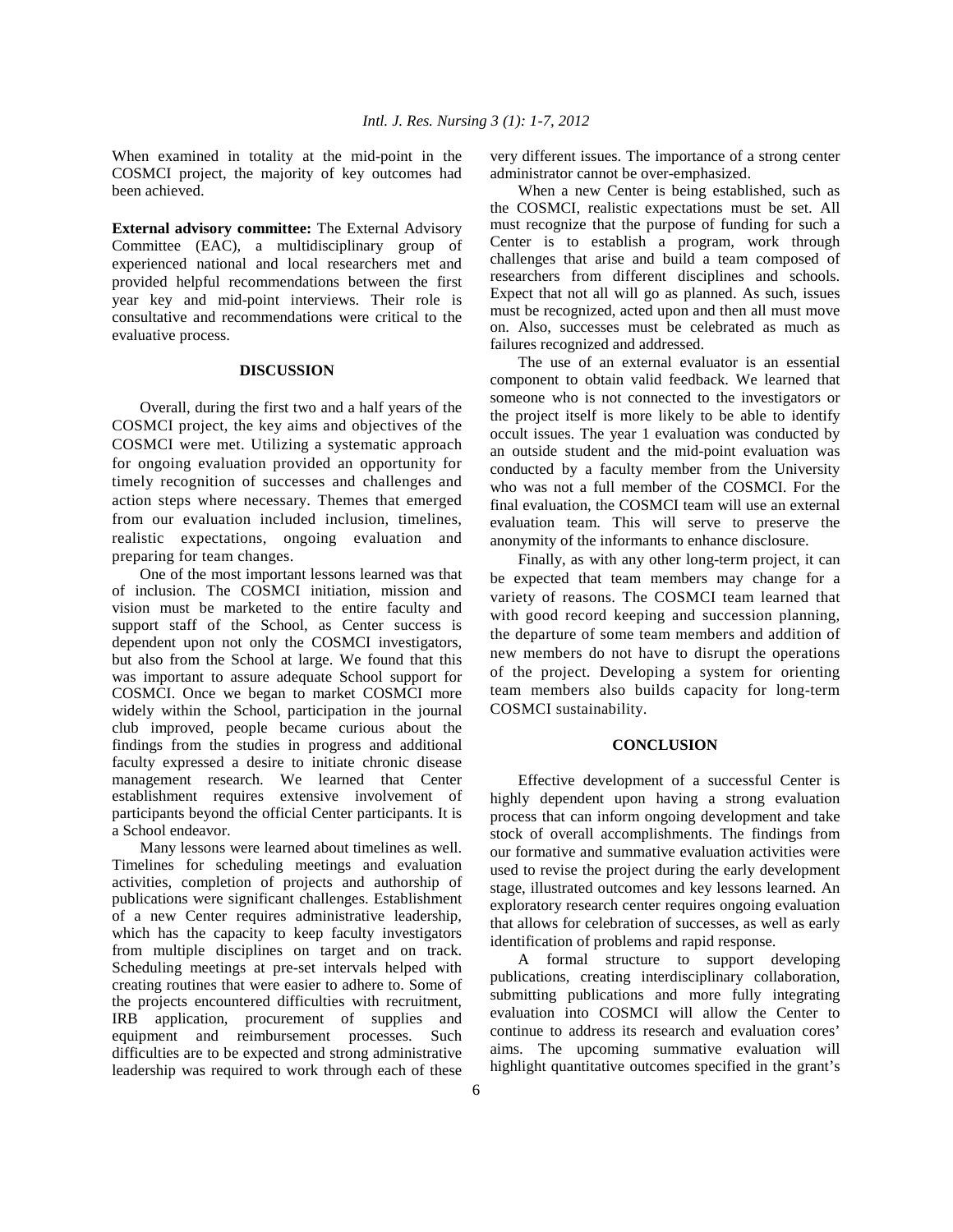When examined in totality at the mid-point in the COSMCI project, the majority of key outcomes had been achieved.

**External advisory committee:** The External Advisory Committee (EAC), a multidisciplinary group of experienced national and local researchers met and provided helpful recommendations between the first year key and mid-point interviews. Their role is consultative and recommendations were critical to the evaluative process.

## DISCUSSION

Overall, during the first two and a half years of the COSMCI project, the key aims and objectives of the COSMCI were met. Utilizing a systematic approach for ongoing evaluation provided an opportunity for timely recognition of successes and challenges and action steps where necessary. Themes that emerged from our evaluation included inclusion, timelines, realistic expectations, ongoing evaluation and preparing for team changes.

One of the most important lessons learned was that of inclusion. The COSMCI initiation, mission and vision must be marketed to the entire faculty and support staff of the School, as Center success is dependent upon not only the COSMCI investigators, but also from the School at large. We found that this was important to assure adequate School support for COSMCI. Once we began to market COSMCI more widely within the School, participation in the journal club improved, people became curious about the findings from the studies in progress and additional faculty expressed a desire to initiate chronic disease management research. We learned that Center establishment requires extensive involvement of participants beyond the official Center participants. It is a School endeavor.

Many lessons were learned about timelines as well. Timelines for scheduling meetings and evaluation activities, completion of projects and authorship of publications were significant challenges. Establishment of a new Center requires administrative leadership, which has the capacity to keep faculty investigators from multiple disciplines on target and on track. Scheduling meetings at pre-set intervals helped with creating routines that were easier to adhere to. Some of the projects encountered difficulties with recruitment, IRB application, procurement of supplies and equipment and reimbursement processes. Such difficulties are to be expected and strong administrative leadership was required to work through each of these very different issues. The importance of a strong center administrator cannot be over-emphasized.

When a new Center is being established, such as the COSMCI, realistic expectations must be set. All must recognize that the purpose of funding for such a Center is to establish a program, work through challenges that arise and build a team composed of researchers from different disciplines and schools. Expect that not all will go as planned. As such, issues must be recognized, acted upon and then all must move on. Also, successes must be celebrated as much as failures recognized and addressed.

The use of an external evaluator is an essential component to obtain valid feedback. We learned that someone who is not connected to the investigators or the project itself is more likely to be able to identify occult issues. The year 1 evaluation was conducted by an outside student and the mid-point evaluation was conducted by a faculty member from the University who was not a full member of the COSMCI. For the final evaluation, the COSMCI team will use an external evaluation team. This will serve to preserve the anonymity of the informants to enhance disclosure.

Finally, as with any other long-term project, it can be expected that team members may change for a variety of reasons. The COSMCI team learned that with good record keeping and succession planning, the departure of some team members and addition of new members do not have to disrupt the operations of the project. Developing a system for orienting team members also builds capacity for long-term COSMCI sustainability.

## CONCLUSION

Effective development of a successful Center is highly dependent upon having a strong evaluation process that can inform ongoing development and take stock of overall accomplishments. The findings from our formative and summative evaluation activities were used to revise the project during the early development stage, illustrated outcomes and key lessons learned. An exploratory research center requires ongoing evaluation that allows for celebration of successes, as well as early identification of problems and rapid response.

A formal structure to support developing publications, creating interdisciplinary collaboration, submitting publications and more fully integrating evaluation into COSMCI will allow the Center to continue to address its research and evaluation cores' aims. The upcoming summative evaluation will highlight quantitative outcomes specified in the grant's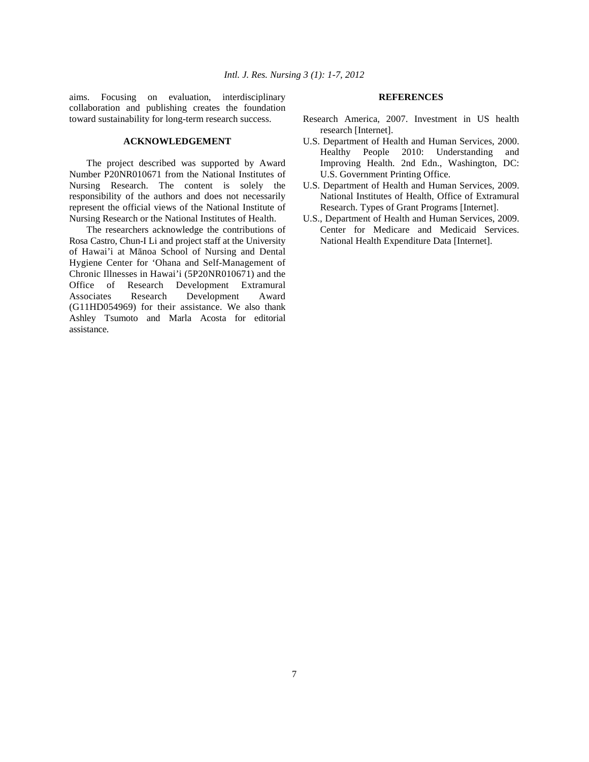aims. Focusing on evaluation, interdisciplinary collaboration and publishing creates the foundation toward sustainability for long-term research success.

## ACKNOWLEDGEMENT

The project described was supported by Award Number P20NR010671 from the National Institutes of Nursing Research. The content is solely the responsibility of the authors and does not necessarily represent the official views of the National Institute of Nursing Research or the National Institutes of Health.

The researchers acknowledge the contributions of Rosa Castro, Chun-I Li and project staff at the University of Hawai'i at Mānoa School of Nursing and Dental Hygiene Center for 'Ohana and Self-Management of Chronic Illnesses in Hawai'i (5P20NR010671) and the Office of Research Development Extramural Associates Research Development Award (G11HD054969) for their assistance. We also thank Ashley Tsumoto and Marla Acosta for editorial assistance.

## REFERENCES

Research America, 2007. Investment in US health research [Internet].

U.S. Department of Health and Human Services, 2000. Healthy People 2010: Understanding and Improving Health. 2nd Edn., Washington, DC: U.S. Government Printing Office.

U.S. Department of Health and Human Services, 2009. National Institutes of Health, Office of Extramural Research. Types of Grant Programs [Internet].

U.S., Department of Health and Human Services, 2009. Center for Medicare and Medicaid Services. National Health Expenditure Data [Internet].